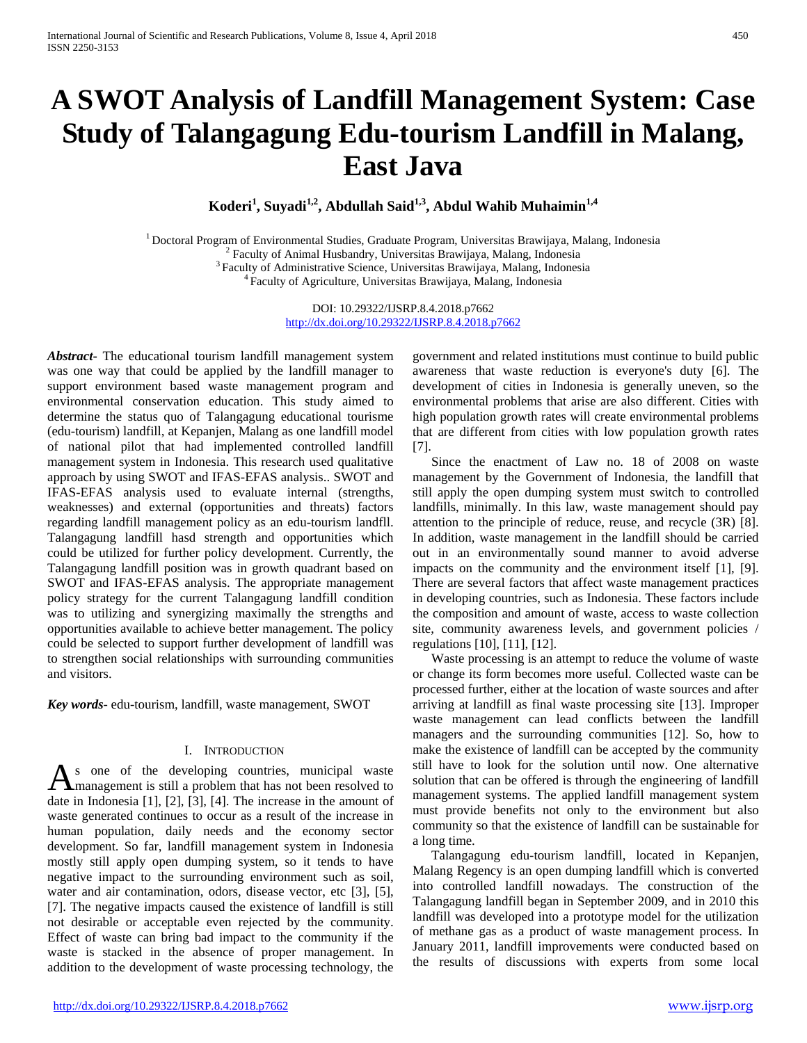# A SWOT Analysis of Landfill Management System: Case Study of Talangagung Edu-tourism Landfill in Malang, East Java

**Koderi[1], Suyadi[1,2], Abdullah Said[1,3], Abdul Wahib Muhaimin[1,4]**

[1] Doctoral Program of Environmental Studies, Graduate Program, Universitas Brawijaya, Malang, Indonesia
[2] Faculty of Animal Husbandry, Universitas Brawijaya, Malang, Indonesia
[3] Faculty of Administrative Science, Universitas Brawijaya, Malang, Indonesia
[4] Faculty of Agriculture, Universitas Brawijaya, Malang, Indonesia

DOI: 10.29322/IJSRP.8.4.2018.p7662
http://dx.doi.org/10.29322/IJSRP.8.4.2018.p7662

***Abstract***- The educational tourism landfill management system was one way that could be applied by the landfill manager to support environment based waste management program and environmental conservation education. This study aimed to determine the status quo of Talangagung educational tourisme (edu-tourism) landfill, at Kepanjen, Malang as one landfill model of national pilot that had implemented controlled landfill management system in Indonesia. This research used qualitative approach by using SWOT and IFAS-EFAS analysis.. SWOT and IFAS-EFAS analysis used to evaluate internal (strengths, weaknesses) and external (opportunities and threats) factors regarding landfill management policy as an edu-tourism landfll. Talangagung landfill hasd strength and opportunities which could be utilized for further policy development. Currently, the Talangagung landfill position was in growth quadrant based on SWOT and IFAS-EFAS analysis. The appropriate management policy strategy for the current Talangagung landfill condition was to utilizing and synergizing maximally the strengths and opportunities available to achieve better management. The policy could be selected to support further development of landfill was to strengthen social relationships with surrounding communities and visitors.

***Key words***- edu-tourism, landfill, waste management, SWOT

## I. Introduction

As one of the developing countries, municipal waste management is still a problem that has not been resolved to date in Indonesia [1], [2], [3], [4]. The increase in the amount of waste generated continues to occur as a result of the increase in human population, daily needs and the economy sector development. So far, landfill management system in Indonesia mostly still apply open dumping system, so it tends to have negative impact to the surrounding environment such as soil, water and air contamination, odors, disease vector, etc [3], [5], [7]. The negative impacts caused the existence of landfill is still not desirable or acceptable even rejected by the community. Effect of waste can bring bad impact to the community if the waste is stacked in the absence of proper management. In addition to the development of waste processing technology, the government and related institutions must continue to build public awareness that waste reduction is everyone's duty [6]. The development of cities in Indonesia is generally uneven, so the environmental problems that arise are also different. Cities with high population growth rates will create environmental problems that are different from cities with low population growth rates [7].

Since the enactment of Law no. 18 of 2008 on waste management by the Government of Indonesia, the landfill that still apply the open dumping system must switch to controlled landfills, minimally. In this law, waste management should pay attention to the principle of reduce, reuse, and recycle (3R) [8]. In addition, waste management in the landfill should be carried out in an environmentally sound manner to avoid adverse impacts on the community and the environment itself [1], [9]. There are several factors that affect waste management practices in developing countries, such as Indonesia. These factors include the composition and amount of waste, access to waste collection site, community awareness levels, and government policies / regulations [10], [11], [12].

Waste processing is an attempt to reduce the volume of waste or change its form becomes more useful. Collected waste can be processed further, either at the location of waste sources and after arriving at landfill as final waste processing site [13]. Improper waste management can lead conflicts between the landfill managers and the surrounding communities [12]. So, how to make the existence of landfill can be accepted by the community still have to look for the solution until now. One alternative solution that can be offered is through the engineering of landfill management systems. The applied landfill management system must provide benefits not only to the environment but also community so that the existence of landfill can be sustainable for a long time.

Talangagung edu-tourism landfill, located in Kepanjen, Malang Regency is an open dumping landfill which is converted into controlled landfill nowadays. The construction of the Talangagung landfill began in September 2009, and in 2010 this landfill was developed into a prototype model for the utilization of methane gas as a product of waste management process. In January 2011, landfill improvements were conducted based on the results of discussions with experts from some local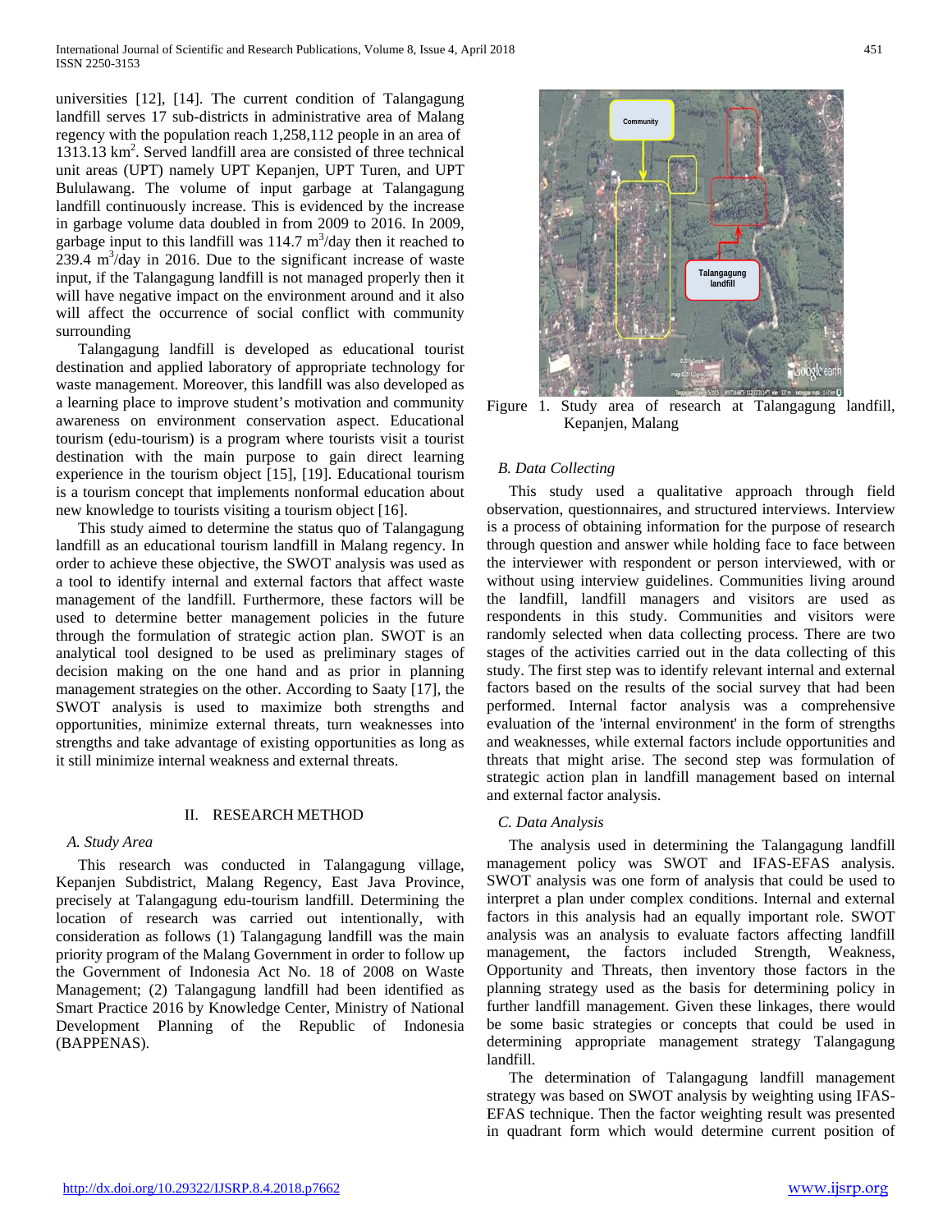universities [12], [14]. The current condition of Talangagung landfill serves 17 sub-districts in administrative area of Malang regency with the population reach 1,258,112 people in an area of 1313.13 km$^2$. Served landfill area are consisted of three technical unit areas (UPT) namely UPT Kepanjen, UPT Turen, and UPT Bululawang. The volume of input garbage at Talangagung landfill continuously increase. This is evidenced by the increase in garbage volume data doubled in from 2009 to 2016. In 2009, garbage input to this landfill was 114.7 m$^3$/day then it reached to 239.4 m$^3$/day in 2016. Due to the significant increase of waste input, if the Talangagung landfill is not managed properly then it will have negative impact on the environment around and it also will affect the occurrence of social conflict with community surrounding

Talangagung landfill is developed as educational tourist destination and applied laboratory of appropriate technology for waste management. Moreover, this landfill was also developed as a learning place to improve student's motivation and community awareness on environment conservation aspect. Educational tourism (edu-tourism) is a program where tourists visit a tourist destination with the main purpose to gain direct learning experience in the tourism object [15], [19]. Educational tourism is a tourism concept that implements nonformal education about new knowledge to tourists visiting a tourism object [16].

This study aimed to determine the status quo of Talangagung landfill as an educational tourism landfill in Malang regency. In order to achieve these objective, the SWOT analysis was used as a tool to identify internal and external factors that affect waste management of the landfill. Furthermore, these factors will be used to determine better management policies in the future through the formulation of strategic action plan. SWOT is an analytical tool designed to be used as preliminary stages of decision making on the one hand and as prior in planning management strategies on the other. According to Saaty [17], the SWOT analysis is used to maximize both strengths and opportunities, minimize external threats, turn weaknesses into strengths and take advantage of existing opportunities as long as it still minimize internal weakness and external threats.

## II. RESEARCH METHOD

### *A. Study Area*

This research was conducted in Talangagung village, Kepanjen Subdistrict, Malang Regency, East Java Province, precisely at Talangagung edu-tourism landfill. Determining the location of research was carried out intentionally, with consideration as follows (1) Talangagung landfill was the main priority program of the Malang Government in order to follow up the Government of Indonesia Act No. 18 of 2008 on Waste Management; (2) Talangagung landfill had been identified as Smart Practice 2016 by Knowledge Center, Ministry of National Development Planning of the Republic of Indonesia (BAPPENAS).

Figure 1. Study area of research at Talangagung landfill, Kepanjen, Malang

### *B. Data Collecting*

This study used a qualitative approach through field observation, questionnaires, and structured interviews. Interview is a process of obtaining information for the purpose of research through question and answer while holding face to face between the interviewer with respondent or person interviewed, with or without using interview guidelines. Communities living around the landfill, landfill managers and visitors are used as respondents in this study. Communities and visitors were randomly selected when data collecting process. There are two stages of the activities carried out in the data collecting of this study. The first step was to identify relevant internal and external factors based on the results of the social survey that had been performed. Internal factor analysis was a comprehensive evaluation of the 'internal environment' in the form of strengths and weaknesses, while external factors include opportunities and threats that might arise. The second step was formulation of strategic action plan in landfill management based on internal and external factor analysis.

### *C. Data Analysis*

The analysis used in determining the Talangagung landfill management policy was SWOT and IFAS-EFAS analysis. SWOT analysis was one form of analysis that could be used to interpret a plan under complex conditions. Internal and external factors in this analysis had an equally important role. SWOT analysis was an analysis to evaluate factors affecting landfill management, the factors included Strength, Weakness, Opportunity and Threats, then inventory those factors in the planning strategy used as the basis for determining policy in further landfill management. Given these linkages, there would be some basic strategies or concepts that could be used in determining appropriate management strategy Talangagung landfill.

The determination of Talangagung landfill management strategy was based on SWOT analysis by weighting using IFAS-EFAS technique. Then the factor weighting result was presented in quadrant form which would determine current position of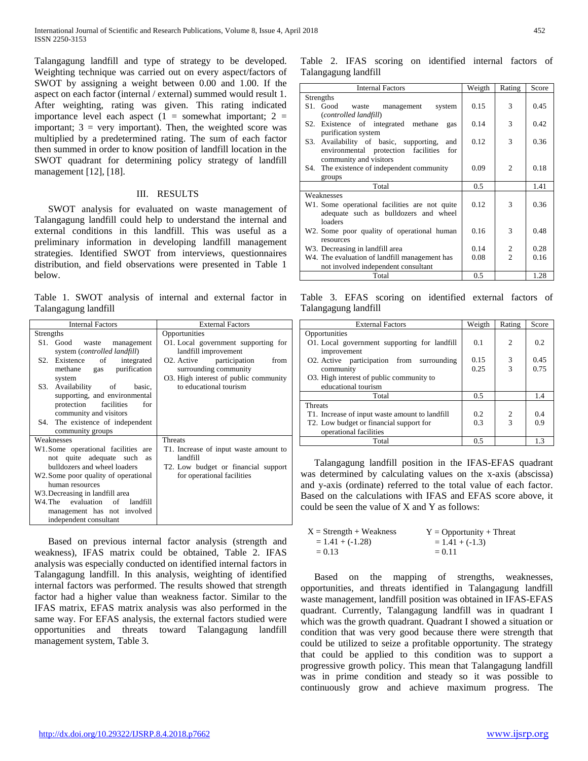Talangagung landfill and type of strategy to be developed. Weighting technique was carried out on every aspect/factors of SWOT by assigning a weight between 0.00 and 1.00. If the aspect on each factor (internal / external) summed would result 1. After weighting, rating was given. This rating indicated importance level each aspect (1 = somewhat important; 2 = important; 3 = very important). Then, the weighted score was multiplied by a predetermined rating. The sum of each factor then summed in order to know position of landfill location in the SWOT quadrant for determining policy strategy of landfill management [12], [18].

## III. RESULTS

SWOT analysis for evaluated on waste management of Talangagung landfill could help to understand the internal and external conditions in this landfill. This was useful as a preliminary information in developing landfill management strategies. Identified SWOT from interviews, questionnaires distribution, and field observations were presented in Table 1 below.

Table 1. SWOT analysis of internal and external factor in Talangagung landfill

| Internal Factors | External Factors |
|---|---|
| **Strengths** | **Opportunities** |
| S1. Good waste management system (*controlled landfill*) | O1. Local government supporting for landfill improvement |
| S2. Existence of integrated methane gas purification system | O2. Active participation from surrounding community |
| S3. Availability of basic, supporting, and environmental protection facilities for community and visitors | O3. High interest of public community to educational tourism |
| S4. The existence of independent community groups | |
| **Weaknesses** | **Threats** |
| W1. Some operational facilities are not quite adequate such as bulldozers and wheel loaders | T1. Increase of input waste amount to landfill |
| W2. Some poor quality of operational human resources | T2. Low budget or financial support for operational facilities |
| W3. Decreasing in landfill area | |
| W4. The evaluation of landfill management has not involved independent consultant | |

Based on previous internal factor analysis (strength and weakness), IFAS matrix could be obtained, Table 2. IFAS analysis was especially conducted on identified internal factors in Talangagung landfill. In this analysis, weighting of identified internal factors was performed. The results showed that strength factor had a higher value than weakness factor. Similar to the IFAS matrix, EFAS matrix analysis was also performed in the same way. For EFAS analysis, the external factors studied were opportunities and threats toward Talangagung landfill management system, Table 3.

Table 2. IFAS scoring on identified internal factors of Talangagung landfill

| Internal Factors | Weigth | Rating | Score |
|---|---|---|---|
| **Strengths** | | | |
| S1. Good waste management system (*controlled landfill*) | 0.15 | 3 | 0.45 |
| S2. Existence of integrated methane gas purification system | 0.14 | 3 | 0.42 |
| S3. Availability of basic, supporting, and environmental protection facilities for community and visitors | 0.12 | 3 | 0.36 |
| S4. The existence of independent community groups | 0.09 | 2 | 0.18 |
| Total | 0.5 | | 1.41 |
| **Weaknesses** | | | |
| W1. Some operational facilities are not quite adequate such as bulldozers and wheel loaders | 0.12 | 3 | 0.36 |
| W2. Some poor quality of operational human resources | 0.16 | 3 | 0.48 |
| W3. Decreasing in landfill area | 0.14 | 2 | 0.28 |
| W4. The evaluation of landfill management has not involved independent consultant | 0.08 | 2 | 0.16 |
| Total | 0.5 | | 1.28 |

Table 3. EFAS scoring on identified external factors of Talangagung landfill

| External Factors | Weigth | Rating | Score |
|---|---|---|---|
| **Opportunities** | | | |
| O1. Local government supporting for landfill improvement | 0.1 | 2 | 0.2 |
| O2. Active participation from surrounding community | 0.15 | 3 | 0.45 |
| O3. High interest of public community to educational tourism | 0.25 | 3 | 0.75 |
| Total | 0.5 | | 1.4 |
| **Threats** | | | |
| T1. Increase of input waste amount to landfill | 0.2 | 2 | 0.4 |
| T2. Low budget or financial support for operational facilities | 0.3 | 3 | 0.9 |
| Total | 0.5 | | 1.3 |

Talangagung landfill position in the IFAS-EFAS quadrant was determined by calculating values on the x-axis (abscissa) and y-axis (ordinate) referred to the total value of each factor. Based on the calculations with IFAS and EFAS score above, it could be seen the value of X and Y as follows:

$$X = \text{Strength} + \text{Weakness} = 1.41 + (-1.28) = 0.13$$

$$Y = \text{Opportunity} + \text{Threat} = 1.41 + (-1.3) = 0.11$$

Based on the mapping of strengths, weaknesses, opportunities, and threats identified in Talangagung landfill waste management, landfill position was obtained in IFAS-EFAS quadrant. Currently, Talangagung landfill was in quadrant I which was the growth quadrant. Quadrant I showed a situation or condition that was very good because there were strength that could be utilized to seize a profitable opportunity. The strategy that could be applied to this condition was to support a progressive growth policy. This mean that Talangagung landfill was in prime condition and steady so it was possible to continuously grow and achieve maximum progress. The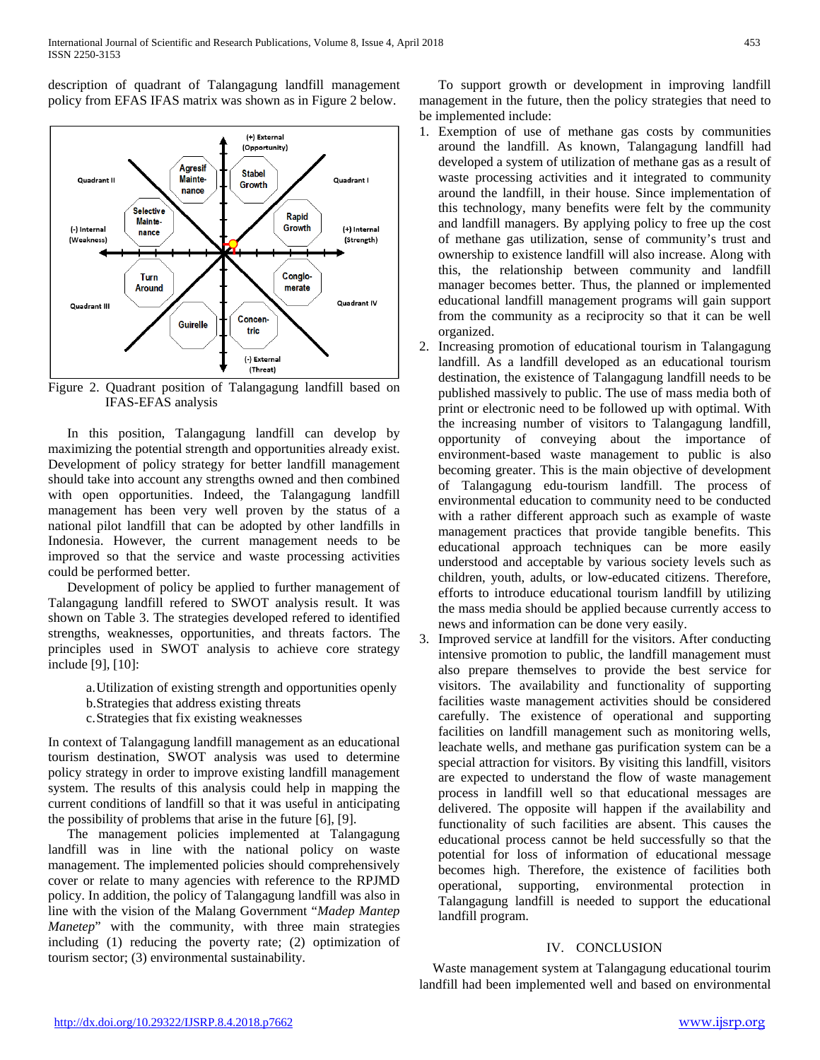description of quadrant of Talangagung landfill management policy from EFAS IFAS matrix was shown as in Figure 2 below.

Figure 2. Quadrant position of Talangagung landfill based on IFAS-EFAS analysis

In this position, Talangagung landfill can develop by maximizing the potential strength and opportunities already exist. Development of policy strategy for better landfill management should take into account any strengths owned and then combined with open opportunities. Indeed, the Talangagung landfill management has been very well proven by the status of a national pilot landfill that can be adopted by other landfills in Indonesia. However, the current management needs to be improved so that the service and waste processing activities could be performed better.

Development of policy be applied to further management of Talangagung landfill refered to SWOT analysis result. It was shown on Table 3. The strategies developed refered to identified strengths, weaknesses, opportunities, and threats factors. The principles used in SWOT analysis to achieve core strategy include [9], [10]:

a. Utilization of existing strength and opportunities openly
b. Strategies that address existing threats
c. Strategies that fix existing weaknesses

In context of Talangagung landfill management as an educational tourism destination, SWOT analysis was used to determine policy strategy in order to improve existing landfill management system. The results of this analysis could help in mapping the current conditions of landfill so that it was useful in anticipating the possibility of problems that arise in the future [6], [9].

The management policies implemented at Talangagung landfill was in line with the national policy on waste management. The implemented policies should comprehensively cover or relate to many agencies with reference to the RPJMD policy. In addition, the policy of Talangagung landfill was also in line with the vision of the Malang Government "*Madep Mantep Manetep*" with the community, with three main strategies including (1) reducing the poverty rate; (2) optimization of tourism sector; (3) environmental sustainability.

To support growth or development in improving landfill management in the future, then the policy strategies that need to be implemented include:

1. Exemption of use of methane gas costs by communities around the landfill. As known, Talangagung landfill had developed a system of utilization of methane gas as a result of waste processing activities and it integrated to community around the landfill, in their house. Since implementation of this technology, many benefits were felt by the community and landfill managers. By applying policy to free up the cost of methane gas utilization, sense of community's trust and ownership to existence landfill will also increase. Along with this, the relationship between community and landfill manager becomes better. Thus, the planned or implemented educational landfill management programs will gain support from the community as a reciprocity so that it can be well organized.
2. Increasing promotion of educational tourism in Talangagung landfill. As a landfill developed as an educational tourism destination, the existence of Talangagung landfill needs to be published massively to public. The use of mass media both of print or electronic need to be followed up with optimal. With the increasing number of visitors to Talangagung landfill, opportunity of conveying about the importance of environment-based waste management to public is also becoming greater. This is the main objective of development of Talangagung edu-tourism landfill. The process of environmental education to community need to be conducted with a rather different approach such as example of waste management practices that provide tangible benefits. This educational approach techniques can be more easily understood and acceptable by various society levels such as children, youth, adults, or low-educated citizens. Therefore, efforts to introduce educational tourism landfill by utilizing the mass media should be applied because currently access to news and information can be done very easily.
3. Improved service at landfill for the visitors. After conducting intensive promotion to public, the landfill management must also prepare themselves to provide the best service for visitors. The availability and functionality of supporting facilities waste management activities should be considered carefully. The existence of operational and supporting facilities on landfill management such as monitoring wells, leachate wells, and methane gas purification system can be a special attraction for visitors. By visiting this landfill, visitors are expected to understand the flow of waste management process in landfill well so that educational messages are delivered. The opposite will happen if the availability and functionality of such facilities are absent. This causes the educational process cannot be held successfully so that the potential for loss of information of educational message becomes high. Therefore, the existence of facilities both operational, supporting, environmental protection in Talangagung landfill is needed to support the educational landfill program.

## IV. CONCLUSION

Waste management system at Talangagung educational tourim landfill had been implemented well and based on environmental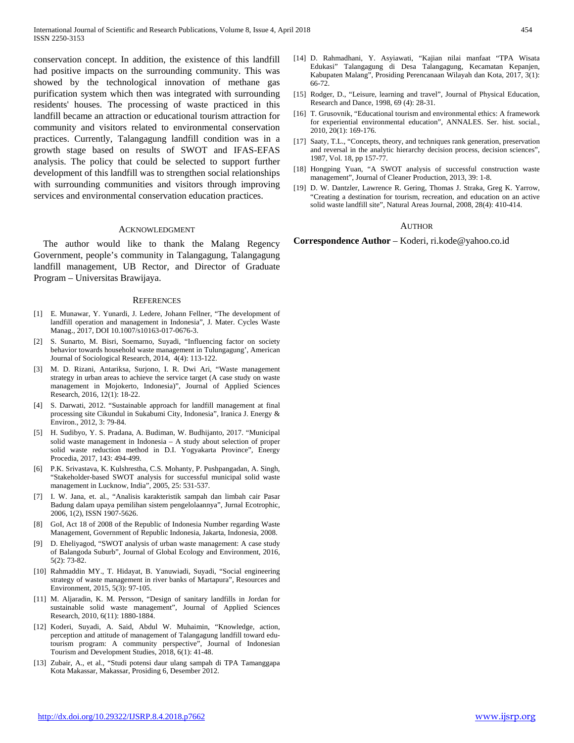conservation concept. In addition, the existence of this landfill had positive impacts on the surrounding community. This was showed by the technological innovation of methane gas purification system which then was integrated with surrounding residents' houses. The processing of waste practiced in this landfill became an attraction or educational tourism attraction for community and visitors related to environmental conservation practices. Currently, Talangagung landfill condition was in a growth stage based on results of SWOT and IFAS-EFAS analysis. The policy that could be selected to support further development of this landfill was to strengthen social relationships with surrounding communities and visitors through improving services and environmental conservation education practices.

## ACKNOWLEDGMENT

The author would like to thank the Malang Regency Government, people's community in Talangagung, Talangagung landfill management, UB Rector, and Director of Graduate Program – Universitas Brawijaya.

## REFERENCES

- [1] E. Munawar, Y. Yunardi, J. Ledere, Johann Fellner, "The development of landfill operation and management in Indonesia", J. Mater. Cycles Waste Manag., 2017, DOI 10.1007/s10163-017-0676-3.
- [2] S. Sunarto, M. Bisri, Soemarno, Suyadi, "Influencing factor on society behavior towards household waste management in Tulungagung', American Journal of Sociological Research, 2014, 4(4): 113-122.
- [3] M. D. Rizani, Antariksa, Surjono, I. R. Dwi Ari, "Waste management strategy in urban areas to achieve the service target (A case study on waste management in Mojokerto, Indonesia)", Journal of Applied Sciences Research, 2016, 12(1): 18-22.
- [4] S. Darwati, 2012. "Sustainable approach for landfill management at final processing site Cikundul in Sukabumi City, Indonesia", Iranica J. Energy & Environ., 2012, 3: 79-84.
- [5] H. Sudibyo, Y. S. Pradana, A. Budiman, W. Budhijanto, 2017. "Municipal solid waste management in Indonesia – A study about selection of proper solid waste reduction method in D.I. Yogyakarta Province", Energy Procedia, 2017, 143: 494-499.
- [6] P.K. Srivastava, K. Kulshrestha, C.S. Mohanty, P. Pushpangadan, A. Singh, "Stakeholder-based SWOT analysis for successful municipal solid waste management in Lucknow, India", 2005, 25: 531-537.
- [7] I. W. Jana, et. al., "Analisis karakteristik sampah dan limbah cair Pasar Badung dalam upaya pemilihan sistem pengelolaannya", Jurnal Ecotrophic, 2006, 1(2), ISSN 1907-5626.
- [8] GoI, Act 18 of 2008 of the Republic of Indonesia Number regarding Waste Management, Government of Republic Indonesia, Jakarta, Indonesia, 2008.
- [9] D. Eheliyagod, "SWOT analysis of urban waste management: A case study of Balangoda Suburb", Journal of Global Ecology and Environment, 2016, 5(2): 73-82.
- [10] Rahmaddin MY., T. Hidayat, B. Yanuwiadi, Suyadi, "Social engineering strategy of waste management in river banks of Martapura", Resources and Environment, 2015, 5(3): 97-105.
- [11] M. Aljaradin, K. M. Persson, "Design of sanitary landfills in Jordan for sustainable solid waste management", Journal of Applied Sciences Research, 2010, 6(11): 1880-1884.
- [12] Koderi, Suyadi, A. Said, Abdul W. Muhaimin, "Knowledge, action, perception and attitude of management of Talangagung landfill toward edu-tourism program: A community perspective", Journal of Indonesian Tourism and Development Studies, 2018, 6(1): 41-48.
- [13] Zubair, A., et al., "Studi potensi daur ulang sampah di TPA Tamanggapa Kota Makassar, Makassar, Prosiding 6, Desember 2012.
- [14] D. Rahmadhani, Y. Asyiawati, "Kajian nilai manfaat "TPA Wisata Edukasi" Talangagung di Desa Talangagung, Kecamatan Kepanjen, Kabupaten Malang", Prosiding Perencanaan Wilayah dan Kota, 2017, 3(1): 66-72.
- [15] Rodger, D., "Leisure, learning and travel", Journal of Physical Education, Research and Dance, 1998, 69 (4): 28-31.
- [16] T. Grusovnik, "Educational tourism and environmental ethics: A framework for experiential environmental education", ANNALES. Ser. hist. social., 2010, 20(1): 169-176.
- [17] Saaty, T.L., "Concepts, theory, and techniques rank generation, preservation and reversal in the analytic hierarchy decision process, decision sciences", 1987, Vol. 18, pp 157-77.
- [18] Hongping Yuan, "A SWOT analysis of successful construction waste management", Journal of Cleaner Production, 2013, 39: 1-8.
- [19] D. W. Dantzler, Lawrence R. Gering, Thomas J. Straka, Greg K. Yarrow, "Creating a destination for tourism, recreation, and education on an active solid waste landfill site", Natural Areas Journal, 2008, 28(4): 410-414.

## AUTHOR

**Correspondence Author** – Koderi, ri.kode@yahoo.co.id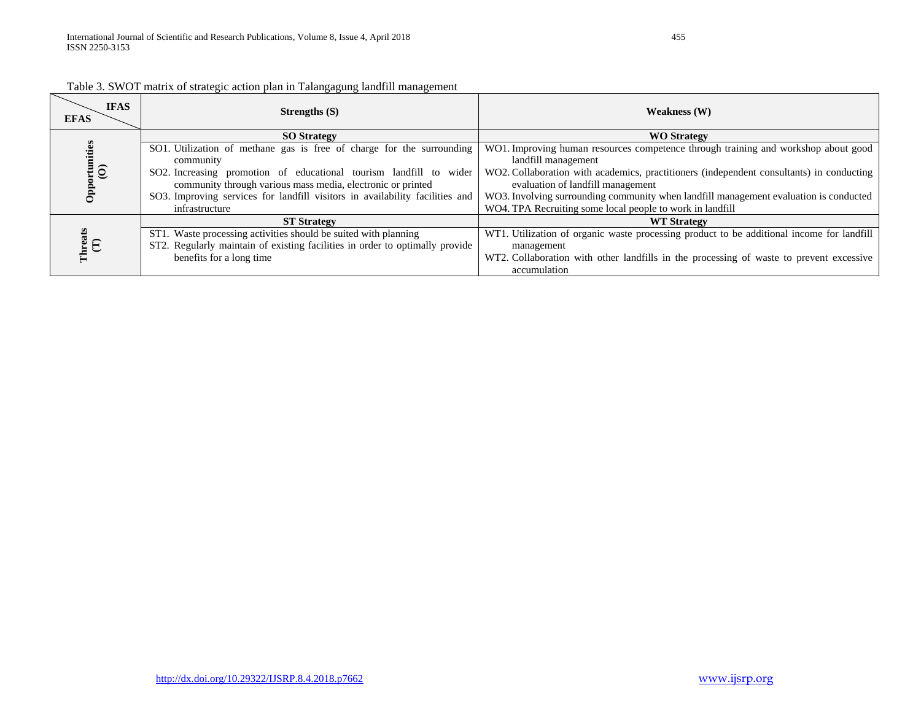Table 3. SWOT matrix of strategic action plan in Talangagung landfill management

| IFAS / EFAS | Strengths (S) | Weakness (W) |
|---|---|---|
| | **SO Strategy** | **WO Strategy** |
| **Opportunities (O)** | SO1. Utilization of methane gas is free of charge for the surrounding community<br>SO2. Increasing promotion of educational tourism landfill to wider community through various mass media, electronic or printed<br>SO3. Improving services for landfill visitors in availability facilities and infrastructure | WO1. Improving human resources competence through training and workshop about good landfill management<br>WO2. Collaboration with academics, practitioners (independent consultants) in conducting evaluation of landfill management<br>WO3. Involving surrounding community when landfill management evaluation is conducted<br>WO4. TPA Recruiting some local people to work in landfill |
| | **ST Strategy** | **WT Strategy** |
| **Threats (T)** | ST1. Waste processing activities should be suited with planning<br>ST2. Regularly maintain of existing facilities in order to optimally provide benefits for a long time | WT1. Utilization of organic waste processing product to be additional income for landfill management<br>WT2. Collaboration with other landfills in the processing of waste to prevent excessive accumulation |

http://dx.doi.org/10.29322/IJSRP.8.4.2018.p7662